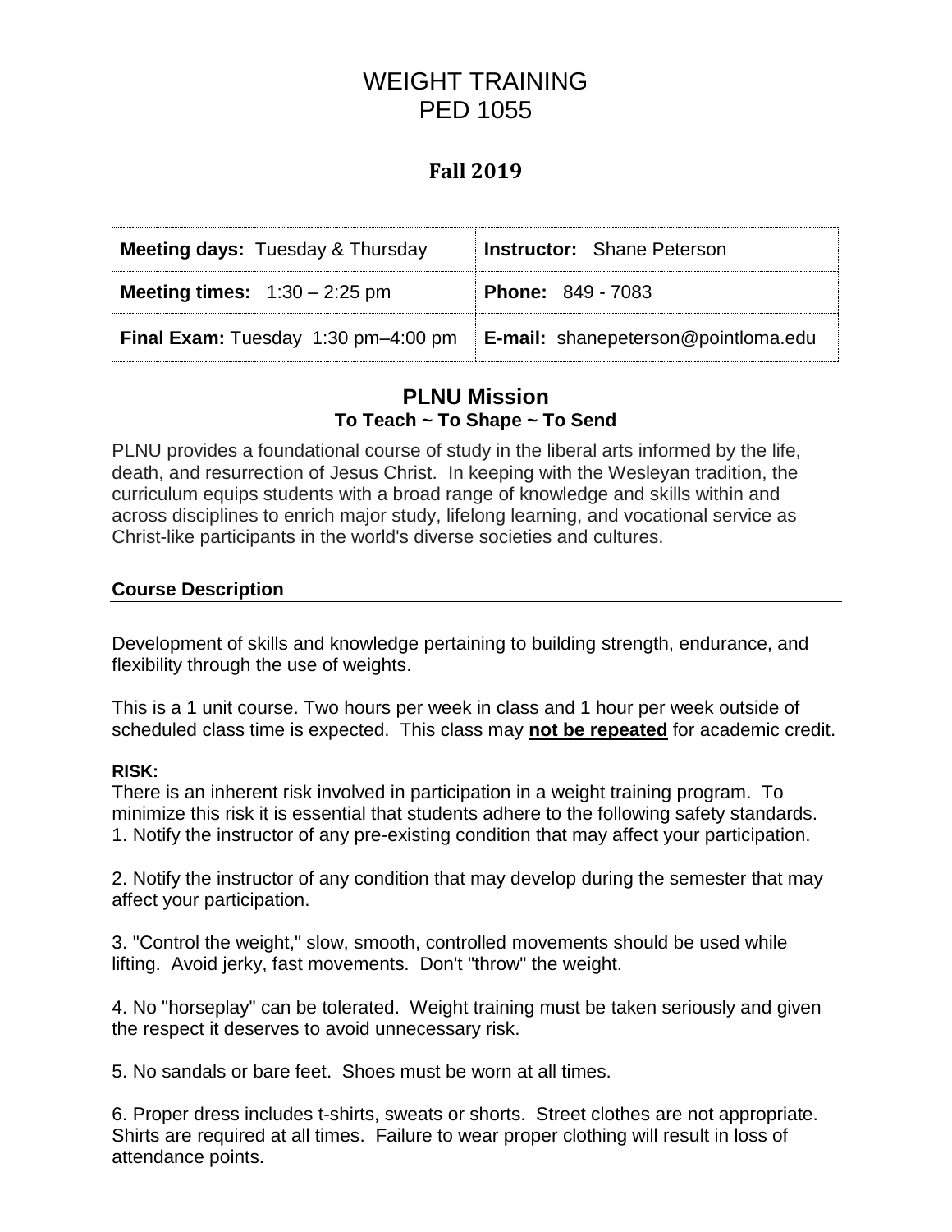# WEIGHT TRAINING
# PED 1055

## Fall 2019

| **Meeting days:** Tuesday & Thursday | **Instructor:** Shane Peterson |
|---|---|
| **Meeting times:** 1:30 – 2:25 pm | **Phone:** 849 - 7083 |
| **Final Exam:** Tuesday 1:30 pm–4:00 pm | **E-mail:** shanepeterson@pointloma.edu |

## PLNU Mission
### To Teach ~ To Shape ~ To Send

PLNU provides a foundational course of study in the liberal arts informed by the life, death, and resurrection of Jesus Christ. In keeping with the Wesleyan tradition, the curriculum equips students with a broad range of knowledge and skills within and across disciplines to enrich major study, lifelong learning, and vocational service as Christ-like participants in the world's diverse societies and cultures.

### Course Description

Development of skills and knowledge pertaining to building strength, endurance, and flexibility through the use of weights.

This is a 1 unit course. Two hours per week in class and 1 hour per week outside of scheduled class time is expected. This class may **not be repeated** for academic credit.

**RISK:**

There is an inherent risk involved in participation in a weight training program. To minimize this risk it is essential that students adhere to the following safety standards.

1. Notify the instructor of any pre-existing condition that may affect your participation.

2. Notify the instructor of any condition that may develop during the semester that may affect your participation.

3. "Control the weight," slow, smooth, controlled movements should be used while lifting. Avoid jerky, fast movements. Don't "throw" the weight.

4. No "horseplay" can be tolerated. Weight training must be taken seriously and given the respect it deserves to avoid unnecessary risk.

5. No sandals or bare feet. Shoes must be worn at all times.

6. Proper dress includes t-shirts, sweats or shorts. Street clothes are not appropriate. Shirts are required at all times. Failure to wear proper clothing will result in loss of attendance points.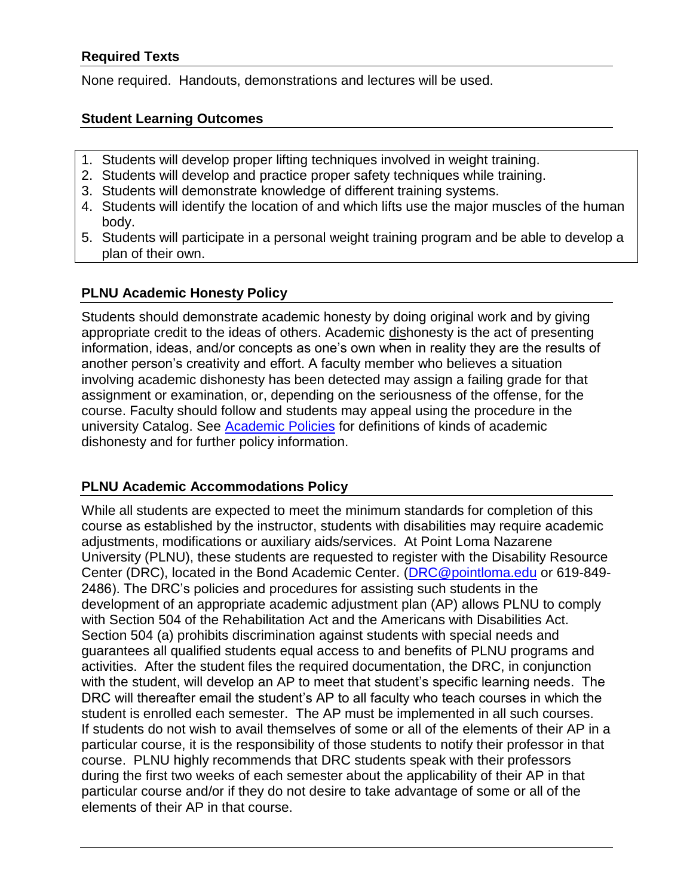## Required Texts

None required. Handouts, demonstrations and lectures will be used.

## Student Learning Outcomes

1. Students will develop proper lifting techniques involved in weight training.
2. Students will develop and practice proper safety techniques while training.
3. Students will demonstrate knowledge of different training systems.
4. Students will identify the location of and which lifts use the major muscles of the human body.
5. Students will participate in a personal weight training program and be able to develop a plan of their own.

## PLNU Academic Honesty Policy

Students should demonstrate academic honesty by doing original work and by giving appropriate credit to the ideas of others. Academic dishonesty is the act of presenting information, ideas, and/or concepts as one's own when in reality they are the results of another person's creativity and effort. A faculty member who believes a situation involving academic dishonesty has been detected may assign a failing grade for that assignment or examination, or, depending on the seriousness of the offense, for the course. Faculty should follow and students may appeal using the procedure in the university Catalog. See Academic Policies for definitions of kinds of academic dishonesty and for further policy information.

## PLNU Academic Accommodations Policy

While all students are expected to meet the minimum standards for completion of this course as established by the instructor, students with disabilities may require academic adjustments, modifications or auxiliary aids/services. At Point Loma Nazarene University (PLNU), these students are requested to register with the Disability Resource Center (DRC), located in the Bond Academic Center. (DRC@pointloma.edu or 619-849-2486). The DRC's policies and procedures for assisting such students in the development of an appropriate academic adjustment plan (AP) allows PLNU to comply with Section 504 of the Rehabilitation Act and the Americans with Disabilities Act. Section 504 (a) prohibits discrimination against students with special needs and guarantees all qualified students equal access to and benefits of PLNU programs and activities. After the student files the required documentation, the DRC, in conjunction with the student, will develop an AP to meet that student's specific learning needs. The DRC will thereafter email the student's AP to all faculty who teach courses in which the student is enrolled each semester. The AP must be implemented in all such courses. If students do not wish to avail themselves of some or all of the elements of their AP in a particular course, it is the responsibility of those students to notify their professor in that course. PLNU highly recommends that DRC students speak with their professors during the first two weeks of each semester about the applicability of their AP in that particular course and/or if they do not desire to take advantage of some or all of the elements of their AP in that course.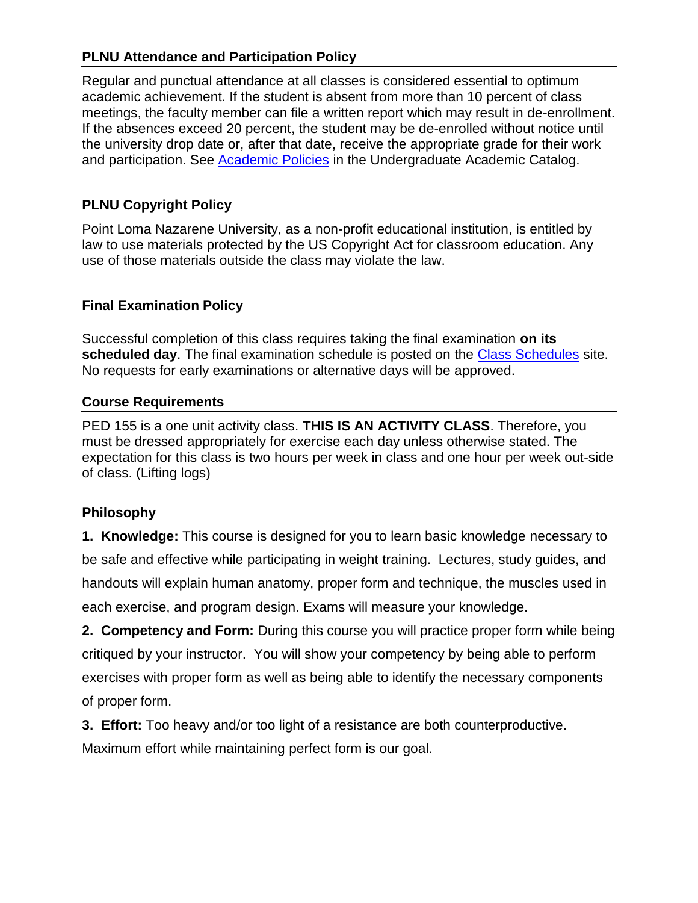## PLNU Attendance and Participation Policy

Regular and punctual attendance at all classes is considered essential to optimum academic achievement. If the student is absent from more than 10 percent of class meetings, the faculty member can file a written report which may result in de-enrollment. If the absences exceed 20 percent, the student may be de-enrolled without notice until the university drop date or, after that date, receive the appropriate grade for their work and participation. See [Academic Policies] in the Undergraduate Academic Catalog.

## PLNU Copyright Policy

Point Loma Nazarene University, as a non-profit educational institution, is entitled by law to use materials protected by the US Copyright Act for classroom education. Any use of those materials outside the class may violate the law.

## Final Examination Policy

Successful completion of this class requires taking the final examination **on its scheduled day**. The final examination schedule is posted on the [Class Schedules] site. No requests for early examinations or alternative days will be approved.

## Course Requirements

PED 155 is a one unit activity class. **THIS IS AN ACTIVITY CLASS**. Therefore, you must be dressed appropriately for exercise each day unless otherwise stated. The expectation for this class is two hours per week in class and one hour per week out-side of class. (Lifting logs)

### Philosophy

**1. Knowledge:** This course is designed for you to learn basic knowledge necessary to be safe and effective while participating in weight training. Lectures, study guides, and handouts will explain human anatomy, proper form and technique, the muscles used in each exercise, and program design. Exams will measure your knowledge.

**2. Competency and Form:** During this course you will practice proper form while being critiqued by your instructor. You will show your competency by being able to perform exercises with proper form as well as being able to identify the necessary components of proper form.

**3. Effort:** Too heavy and/or too light of a resistance are both counterproductive. Maximum effort while maintaining perfect form is our goal.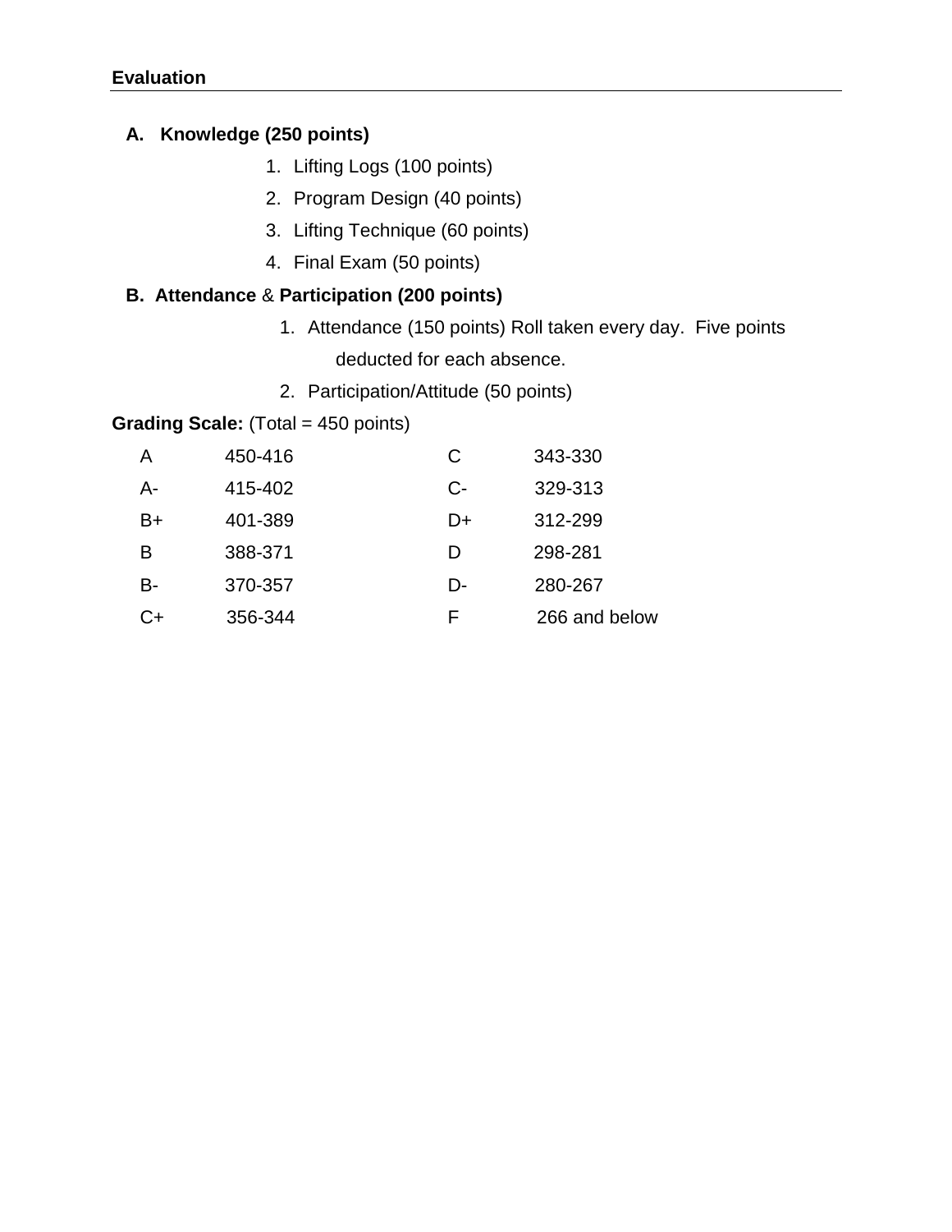## Evaluation

**A. Knowledge (250 points)**

1. Lifting Logs (100 points)
2. Program Design (40 points)
3. Lifting Technique (60 points)
4. Final Exam (50 points)

**B. Attendance & Participation (200 points)**

1. Attendance (150 points) Roll taken every day. Five points deducted for each absence.
2. Participation/Attitude (50 points)

**Grading Scale:** (Total = 450 points)

| | | | |
|---|---|---|---|
| A | 450-416 | C | 343-330 |
| A- | 415-402 | C- | 329-313 |
| B+ | 401-389 | D+ | 312-299 |
| B | 388-371 | D | 298-281 |
| B- | 370-357 | D- | 280-267 |
| C+ | 356-344 | F | 266 and below |